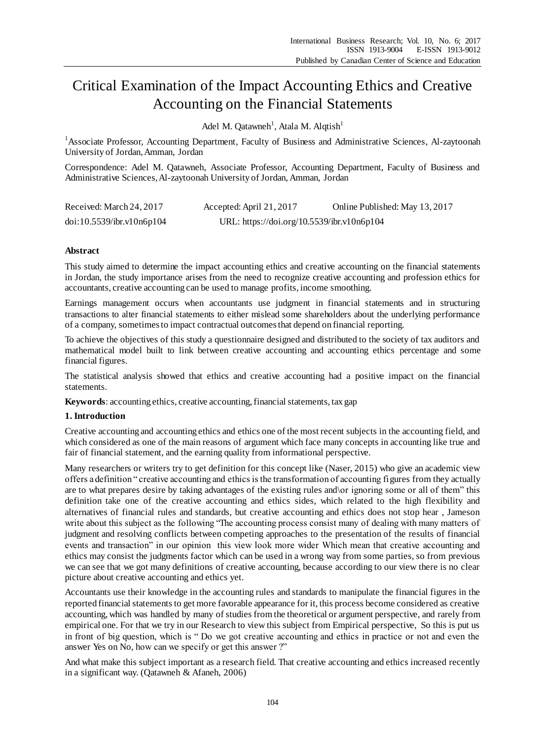# Critical Examination of the Impact Accounting Ethics and Creative Accounting on the Financial Statements

Adel M. Qatawneh[1], Atala M. Alqtish[1]

[1]Associate Professor, Accounting Department, Faculty of Business and Administrative Sciences, Al-zaytoonah University of Jordan, Amman, Jordan

Correspondence: Adel M. Qatawneh, Associate Professor, Accounting Department, Faculty of Business and Administrative Sciences, Al-zaytoonah University of Jordan, Amman, Jordan

Received: March 24, 2017  Accepted: April 21, 2017  Online Published: May 13, 2017

doi:10.5539/ibr.v10n6p104  URL: https://doi.org/10.5539/ibr.v10n6p104

## Abstract

This study aimed to determine the impact accounting ethics and creative accounting on the financial statements in Jordan, the study importance arises from the need to recognize creative accounting and profession ethics for accountants, creative accounting can be used to manage profits, income smoothing.

Earnings management occurs when accountants use judgment in financial statements and in structuring transactions to alter financial statements to either mislead some shareholders about the underlying performance of a company, sometimes to impact contractual outcomes that depend on financial reporting.

To achieve the objectives of this study a questionnaire designed and distributed to the society of tax auditors and mathematical model built to link between creative accounting and accounting ethics percentage and some financial figures.

The statistical analysis showed that ethics and creative accounting had a positive impact on the financial statements.

**Keywords**: accounting ethics, creative accounting, financial statements, tax gap

## 1. Introduction

Creative accounting and accounting ethics and ethics one of the most recent subjects in the accounting field, and which considered as one of the main reasons of argument which face many concepts in accounting like true and fair of financial statement, and the earning quality from informational perspective.

Many researchers or writers try to get definition for this concept like (Naser, 2015) who give an academic view offers a definition " creative accounting and ethics is the transformation of accounting figures from they actually are to what prepares desire by taking advantages of the existing rules and\or ignoring some or all of them" this definition take one of the creative accounting and ethics sides, which related to the high flexibility and alternatives of financial rules and standards, but creative accounting and ethics does not stop hear , Jameson write about this subject as the following "The accounting process consist many of dealing with many matters of judgment and resolving conflicts between competing approaches to the presentation of the results of financial events and transaction" in our opinion this view look more wider Which mean that creative accounting and ethics may consist the judgments factor which can be used in a wrong way from some parties, so from previous we can see that we got many definitions of creative accounting, because according to our view there is no clear picture about creative accounting and ethics yet.

Accountants use their knowledge in the accounting rules and standards to manipulate the financial figures in the reported financial statements to get more favorable appearance for it, this process become considered as creative accounting, which was handled by many of studies from the theoretical or argument perspective, and rarely from empirical one. For that we try in our Research to view this subject from Empirical perspective, So this is put us in front of big question, which is " Do we got creative accounting and ethics in practice or not and even the answer Yes on No, how can we specify or get this answer ?"

And what make this subject important as a research field. That creative accounting and ethics increased recently in a significant way. (Qatawneh & Afaneh, 2006)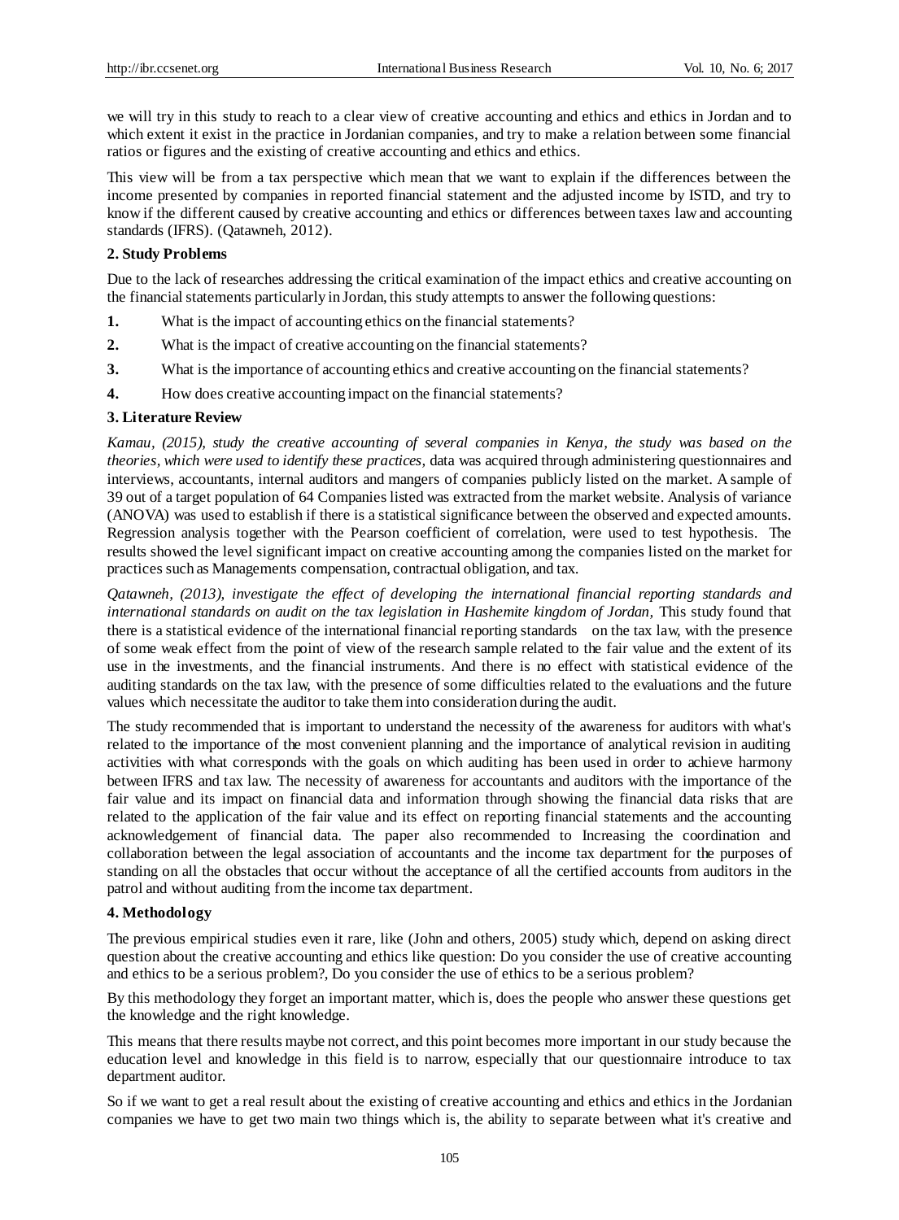we will try in this study to reach to a clear view of creative accounting and ethics and ethics in Jordan and to which extent it exist in the practice in Jordanian companies, and try to make a relation between some financial ratios or figures and the existing of creative accounting and ethics and ethics.

This view will be from a tax perspective which mean that we want to explain if the differences between the income presented by companies in reported financial statement and the adjusted income by ISTD, and try to know if the different caused by creative accounting and ethics or differences between taxes law and accounting standards (IFRS). (Qatawneh, 2012).

## 2. Study Problems

Due to the lack of researches addressing the critical examination of the impact ethics and creative accounting on the financial statements particularly in Jordan, this study attempts to answer the following questions:

1. What is the impact of accounting ethics on the financial statements?
2. What is the impact of creative accounting on the financial statements?
3. What is the importance of accounting ethics and creative accounting on the financial statements?
4. How does creative accounting impact on the financial statements?

## 3. Literature Review

*Kamau, (2015), study the creative accounting of several companies in Kenya, the study was based on the theories, which were used to identify these practices,* data was acquired through administering questionnaires and interviews, accountants, internal auditors and mangers of companies publicly listed on the market. A sample of 39 out of a target population of 64 Companies listed was extracted from the market website. Analysis of variance (ANOVA) was used to establish if there is a statistical significance between the observed and expected amounts. Regression analysis together with the Pearson coefficient of correlation, were used to test hypothesis. The results showed the level significant impact on creative accounting among the companies listed on the market for practices such as Managements compensation, contractual obligation, and tax.

*Qatawneh, (2013), investigate the effect of developing the international financial reporting standards and international standards on audit on the tax legislation in Hashemite kingdom of Jordan,* This study found that there is a statistical evidence of the international financial reporting standards on the tax law, with the presence of some weak effect from the point of view of the research sample related to the fair value and the extent of its use in the investments, and the financial instruments. And there is no effect with statistical evidence of the auditing standards on the tax law, with the presence of some difficulties related to the evaluations and the future values which necessitate the auditor to take them into consideration during the audit.

The study recommended that is important to understand the necessity of the awareness for auditors with what's related to the importance of the most convenient planning and the importance of analytical revision in auditing activities with what corresponds with the goals on which auditing has been used in order to achieve harmony between IFRS and tax law. The necessity of awareness for accountants and auditors with the importance of the fair value and its impact on financial data and information through showing the financial data risks that are related to the application of the fair value and its effect on reporting financial statements and the accounting acknowledgement of financial data. The paper also recommended to Increasing the coordination and collaboration between the legal association of accountants and the income tax department for the purposes of standing on all the obstacles that occur without the acceptance of all the certified accounts from auditors in the patrol and without auditing from the income tax department.

## 4. Methodology

The previous empirical studies even it rare, like (John and others, 2005) study which, depend on asking direct question about the creative accounting and ethics like question: Do you consider the use of creative accounting and ethics to be a serious problem?, Do you consider the use of ethics to be a serious problem?

By this methodology they forget an important matter, which is, does the people who answer these questions get the knowledge and the right knowledge.

This means that there results maybe not correct, and this point becomes more important in our study because the education level and knowledge in this field is to narrow, especially that our questionnaire introduce to tax department auditor.

So if we want to get a real result about the existing of creative accounting and ethics and ethics in the Jordanian companies we have to get two main two things which is, the ability to separate between what it's creative and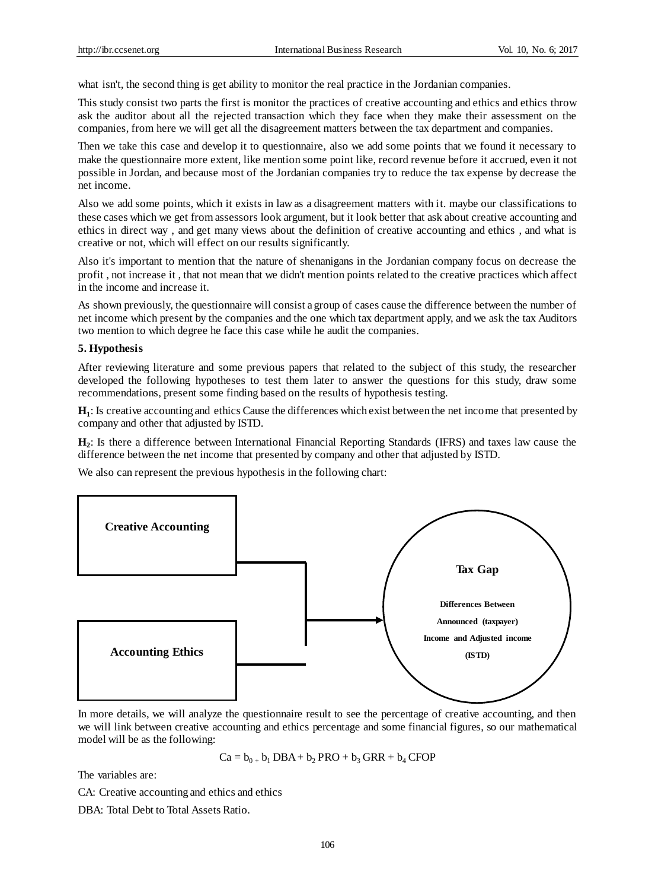what isn't, the second thing is get ability to monitor the real practice in the Jordanian companies.

This study consist two parts the first is monitor the practices of creative accounting and ethics and ethics throw ask the auditor about all the rejected transaction which they face when they make their assessment on the companies, from here we will get all the disagreement matters between the tax department and companies.

Then we take this case and develop it to questionnaire, also we add some points that we found it necessary to make the questionnaire more extent, like mention some point like, record revenue before it accrued, even it not possible in Jordan, and because most of the Jordanian companies try to reduce the tax expense by decrease the net income.

Also we add some points, which it exists in law as a disagreement matters with it. maybe our classifications to these cases which we get from assessors look argument, but it look better that ask about creative accounting and ethics in direct way , and get many views about the definition of creative accounting and ethics , and what is creative or not, which will effect on our results significantly.

Also it's important to mention that the nature of shenanigans in the Jordanian company focus on decrease the profit , not increase it , that not mean that we didn't mention points related to the creative practices which affect in the income and increase it.

As shown previously, the questionnaire will consist a group of cases cause the difference between the number of net income which present by the companies and the one which tax department apply, and we ask the tax Auditors two mention to which degree he face this case while he audit the companies.

## 5. Hypothesis

After reviewing literature and some previous papers that related to the subject of this study, the researcher developed the following hypotheses to test them later to answer the questions for this study, draw some recommendations, present some finding based on the results of hypothesis testing.

**$H_1$**: Is creative accounting and ethics Cause the differences which exist between the net income that presented by company and other that adjusted by ISTD.

**$H_2$**: Is there a difference between International Financial Reporting Standards (IFRS) and taxes law cause the difference between the net income that presented by company and other that adjusted by ISTD.

We also can represent the previous hypothesis in the following chart:

**Creative Accounting**

**Accounting Ethics**

**Tax Gap**

**Differences Between Announced (taxpayer) Income and Adjusted income (ISTD)**

In more details, we will analyze the questionnaire result to see the percentage of creative accounting, and then we will link between creative accounting and ethics percentage and some financial figures, so our mathematical model will be as the following:

$$Ca = b_0 + b_1\,DBA + b_2\,PRO + b_3\,GRR + b_4\,CFOP$$

The variables are:

CA: Creative accounting and ethics and ethics

DBA: Total Debt to Total Assets Ratio.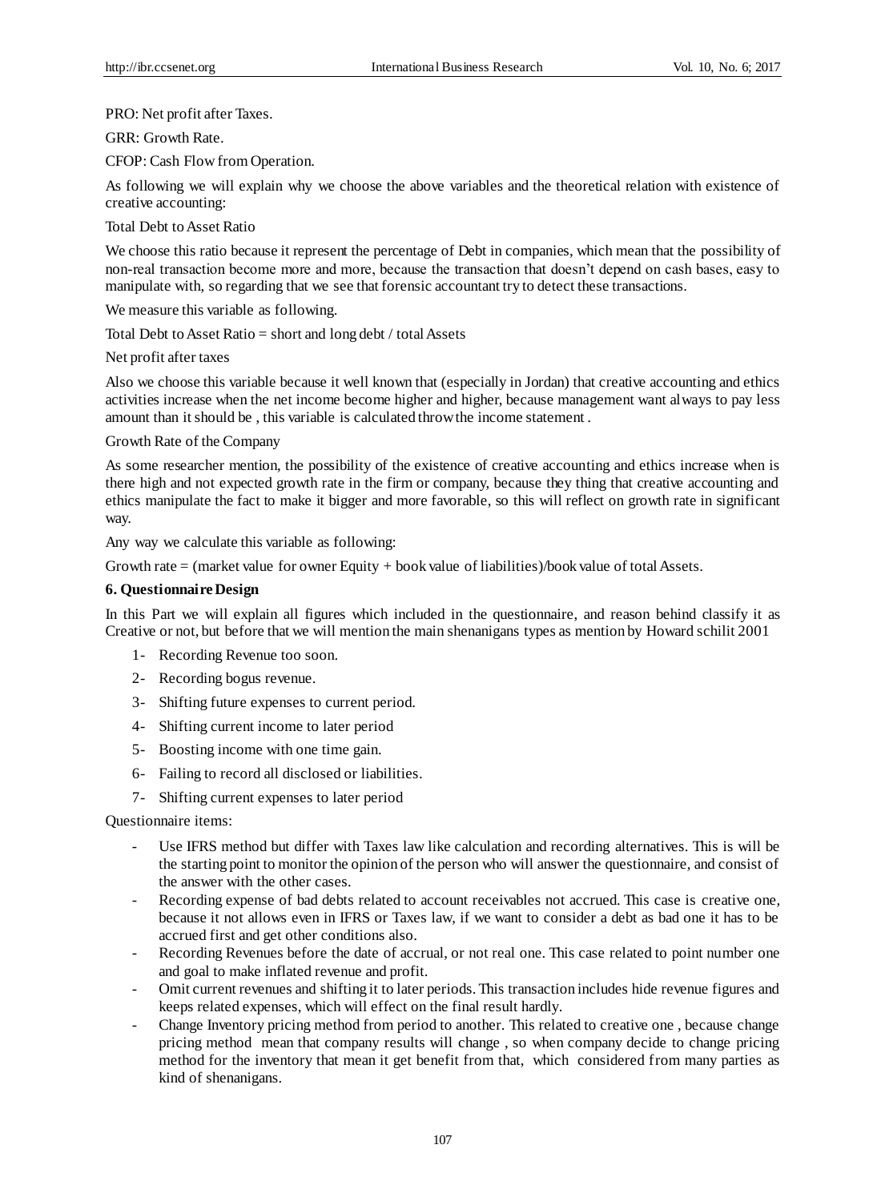PRO: Net profit after Taxes.

GRR: Growth Rate.

CFOP: Cash Flow from Operation.

As following we will explain why we choose the above variables and the theoretical relation with existence of creative accounting:

Total Debt to Asset Ratio

We choose this ratio because it represent the percentage of Debt in companies, which mean that the possibility of non-real transaction become more and more, because the transaction that doesn't depend on cash bases, easy to manipulate with, so regarding that we see that forensic accountant try to detect these transactions.

We measure this variable as following.

Total Debt to Asset Ratio = short and long debt / total Assets

Net profit after taxes

Also we choose this variable because it well known that (especially in Jordan) that creative accounting and ethics activities increase when the net income become higher and higher, because management want always to pay less amount than it should be , this variable is calculated throw the income statement .

Growth Rate of the Company

As some researcher mention, the possibility of the existence of creative accounting and ethics increase when is there high and not expected growth rate in the firm or company, because they thing that creative accounting and ethics manipulate the fact to make it bigger and more favorable, so this will reflect on growth rate in significant way.

Any way we calculate this variable as following:

Growth rate = (market value for owner Equity + book value of liabilities)/book value of total Assets.

## 6. Questionnaire Design

In this Part we will explain all figures which included in the questionnaire, and reason behind classify it as Creative or not, but before that we will mention the main shenanigans types as mention by Howard schilit 2001

1- Recording Revenue too soon.
2- Recording bogus revenue.
3- Shifting future expenses to current period.
4- Shifting current income to later period
5- Boosting income with one time gain.
6- Failing to record all disclosed or liabilities.
7- Shifting current expenses to later period

Questionnaire items:

- Use IFRS method but differ with Taxes law like calculation and recording alternatives. This is will be the starting point to monitor the opinion of the person who will answer the questionnaire, and consist of the answer with the other cases.
- Recording expense of bad debts related to account receivables not accrued. This case is creative one, because it not allows even in IFRS or Taxes law, if we want to consider a debt as bad one it has to be accrued first and get other conditions also.
- Recording Revenues before the date of accrual, or not real one. This case related to point number one and goal to make inflated revenue and profit.
- Omit current revenues and shifting it to later periods. This transaction includes hide revenue figures and keeps related expenses, which will effect on the final result hardly.
- Change Inventory pricing method from period to another. This related to creative one , because change pricing method mean that company results will change , so when company decide to change pricing method for the inventory that mean it get benefit from that, which considered from many parties as kind of shenanigans.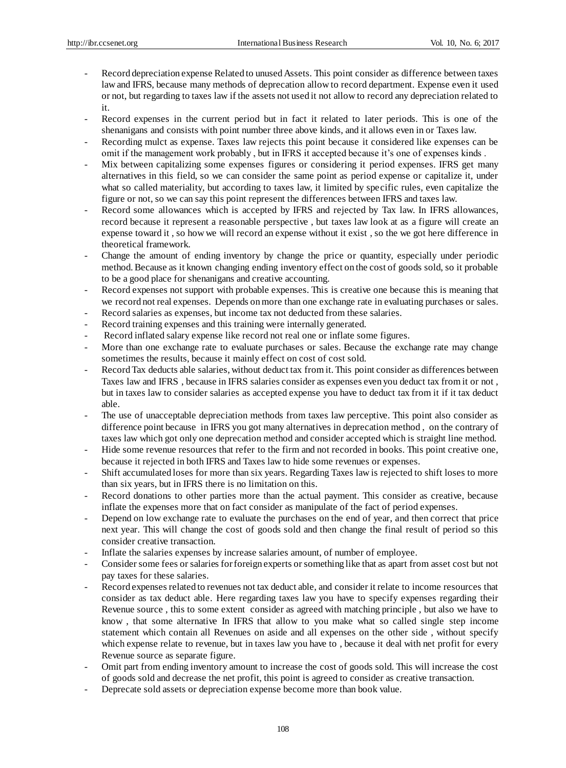- Record depreciation expense Related to unused Assets. This point consider as difference between taxes law and IFRS, because many methods of deprecation allow to record department. Expense even it used or not, but regarding to taxes law if the assets not used it not allow to record any depreciation related to it.
- Record expenses in the current period but in fact it related to later periods. This is one of the shenanigans and consists with point number three above kinds, and it allows even in or Taxes law.
- Recording mulct as expense. Taxes law rejects this point because it considered like expenses can be omit if the management work probably , but in IFRS it accepted because it's one of expenses kinds .
- Mix between capitalizing some expenses figures or considering it period expenses. IFRS get many alternatives in this field, so we can consider the same point as period expense or capitalize it, under what so called materiality, but according to taxes law, it limited by specific rules, even capitalize the figure or not, so we can say this point represent the differences between IFRS and taxes law.
- Record some allowances which is accepted by IFRS and rejected by Tax law. In IFRS allowances, record because it represent a reasonable perspective , but taxes law look at as a figure will create an expense toward it , so how we will record an expense without it exist , so the we got here difference in theoretical framework.
- Change the amount of ending inventory by change the price or quantity, especially under periodic method. Because as it known changing ending inventory effect on the cost of goods sold, so it probable to be a good place for shenanigans and creative accounting.
- Record expenses not support with probable expenses. This is creative one because this is meaning that we record not real expenses. Depends on more than one exchange rate in evaluating purchases or sales.
- Record salaries as expenses, but income tax not deducted from these salaries.
- Record training expenses and this training were internally generated.
- Record inflated salary expense like record not real one or inflate some figures.
- More than one exchange rate to evaluate purchases or sales. Because the exchange rate may change sometimes the results, because it mainly effect on cost of cost sold.
- Record Tax deducts able salaries, without deduct tax from it. This point consider as differences between Taxes law and IFRS , because in IFRS salaries consider as expenses even you deduct tax from it or not , but in taxes law to consider salaries as accepted expense you have to deduct tax from it if it tax deduct able.
- The use of unacceptable depreciation methods from taxes law perceptive. This point also consider as difference point because in IFRS you got many alternatives in deprecation method , on the contrary of taxes law which got only one deprecation method and consider accepted which is straight line method.
- Hide some revenue resources that refer to the firm and not recorded in books. This point creative one, because it rejected in both IFRS and Taxes law to hide some revenues or expenses.
- Shift accumulated loses for more than six years. Regarding Taxes law is rejected to shift loses to more than six years, but in IFRS there is no limitation on this.
- Record donations to other parties more than the actual payment. This consider as creative, because inflate the expenses more that on fact consider as manipulate of the fact of period expenses.
- Depend on low exchange rate to evaluate the purchases on the end of year, and then correct that price next year. This will change the cost of goods sold and then change the final result of period so this consider creative transaction.
- Inflate the salaries expenses by increase salaries amount, of number of employee.
- Consider some fees or salaries for foreign experts or something like that as apart from asset cost but not pay taxes for these salaries.
- Record expenses related to revenues not tax deduct able, and consider it relate to income resources that consider as tax deduct able. Here regarding taxes law you have to specify expenses regarding their Revenue source , this to some extent consider as agreed with matching principle , but also we have to know , that some alternative In IFRS that allow to you make what so called single step income statement which contain all Revenues on aside and all expenses on the other side , without specify which expense relate to revenue, but in taxes law you have to , because it deal with net profit for every Revenue source as separate figure.
- Omit part from ending inventory amount to increase the cost of goods sold. This will increase the cost of goods sold and decrease the net profit, this point is agreed to consider as creative transaction.
- Deprecate sold assets or depreciation expense become more than book value.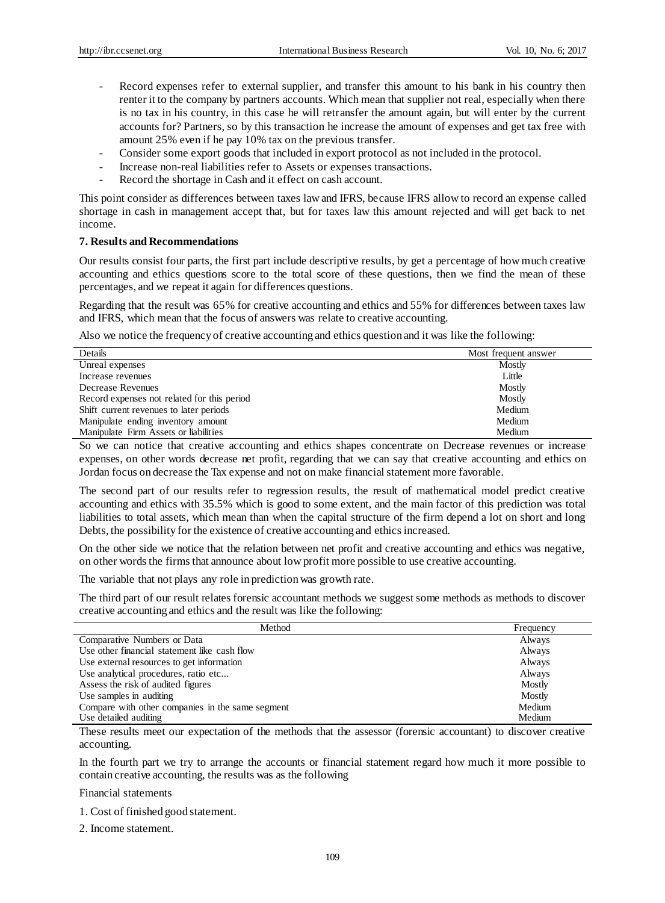- Record expenses refer to external supplier, and transfer this amount to his bank in his country then renter it to the company by partners accounts. Which mean that supplier not real, especially when there is no tax in his country, in this case he will retransfer the amount again, but will enter by the current accounts for? Partners, so by this transaction he increase the amount of expenses and get tax free with amount 25% even if he pay 10% tax on the previous transfer.
- Consider some export goods that included in export protocol as not included in the protocol.
- Increase non-real liabilities refer to Assets or expenses transactions.
- Record the shortage in Cash and it effect on cash account.

This point consider as differences between taxes law and IFRS, because IFRS allow to record an expense called shortage in cash in management accept that, but for taxes law this amount rejected and will get back to net income.

**7. Results and Recommendations**

Our results consist four parts, the first part include descriptive results, by get a percentage of how much creative accounting and ethics questions score to the total score of these questions, then we find the mean of these percentages, and we repeat it again for differences questions.

Regarding that the result was 65% for creative accounting and ethics and 55% for differences between taxes law and IFRS, which mean that the focus of answers was relate to creative accounting.

Also we notice the frequency of creative accounting and ethics question and it was like the following:

| Details | Most frequent answer |
|---|---|
| Unreal expenses | Mostly |
| Increase revenues | Little |
| Decrease Revenues | Mostly |
| Record expenses not related for this period | Mostly |
| Shift current revenues to later periods | Medium |
| Manipulate ending inventory amount | Medium |
| Manipulate Firm Assets or liabilities | Medium |

So we can notice that creative accounting and ethics shapes concentrate on Decrease revenues or increase expenses, on other words decrease net profit, regarding that we can say that creative accounting and ethics on Jordan focus on decrease the Tax expense and not on make financial statement more favorable.

The second part of our results refer to regression results, the result of mathematical model predict creative accounting and ethics with 35.5% which is good to some extent, and the main factor of this prediction was total liabilities to total assets, which mean than when the capital structure of the firm depend a lot on short and long Debts, the possibility for the existence of creative accounting and ethics increased.

On the other side we notice that the relation between net profit and creative accounting and ethics was negative, on other words the firms that announce about low profit more possible to use creative accounting.

The variable that not plays any role in prediction was growth rate.

The third part of our result relates forensic accountant methods we suggest some methods as methods to discover creative accounting and ethics and the result was like the following:

| Method | Frequency |
|---|---|
| Comparative Numbers or Data | Always |
| Use other financial statement like cash flow | Always |
| Use external resources to get information | Always |
| Use analytical procedures, ratio etc... | Always |
| Assess the risk of audited figures | Mostly |
| Use samples in auditing | Mostly |
| Compare with other companies in the same segment | Medium |
| Use detailed auditing | Medium |

These results meet our expectation of the methods that the assessor (forensic accountant) to discover creative accounting.

In the fourth part we try to arrange the accounts or financial statement regard how much it more possible to contain creative accounting, the results was as the following

Financial statements

1. Cost of finished good statement.

2. Income statement.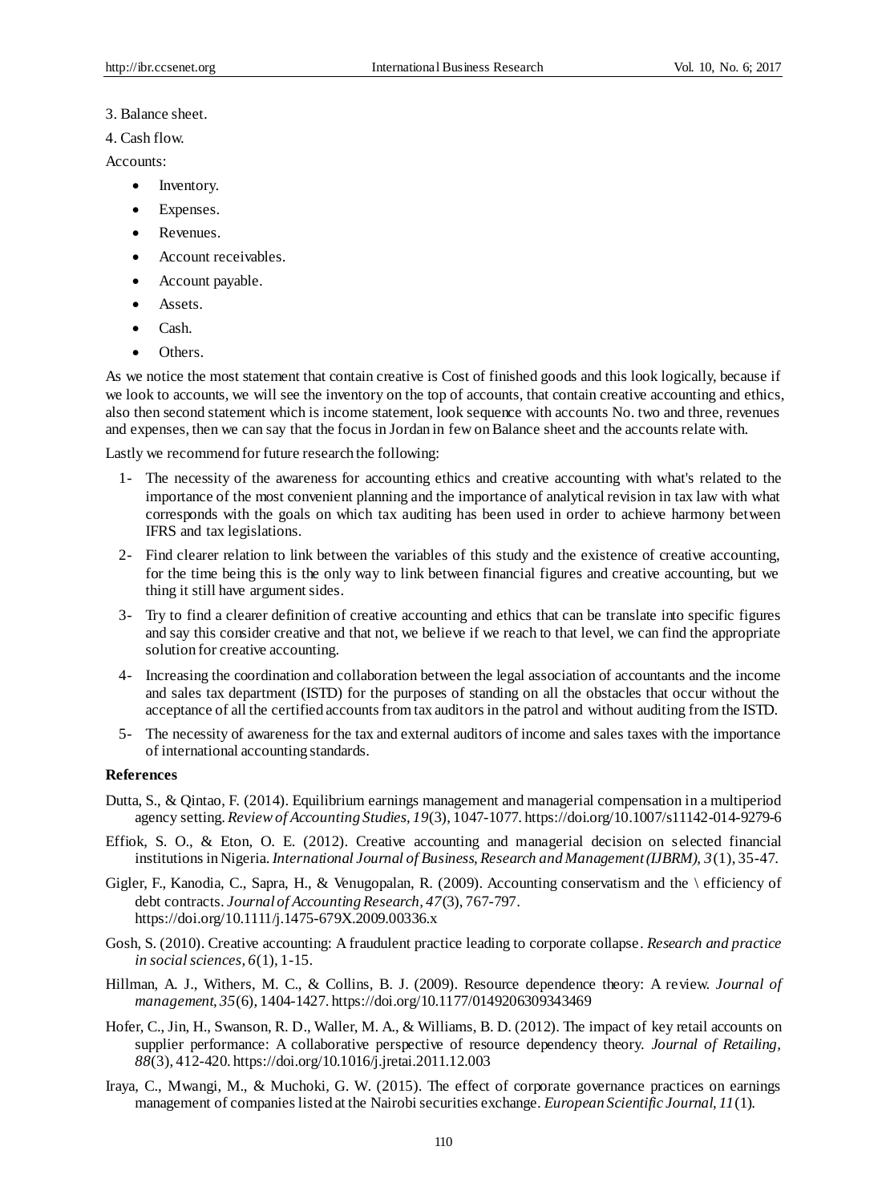3. Balance sheet.

4. Cash flow.

Accounts:

- Inventory.
- Expenses.
- Revenues.
- Account receivables.
- Account payable.
- Assets.
- Cash.
- Others.

As we notice the most statement that contain creative is Cost of finished goods and this look logically, because if we look to accounts, we will see the inventory on the top of accounts, that contain creative accounting and ethics, also then second statement which is income statement, look sequence with accounts No. two and three, revenues and expenses, then we can say that the focus in Jordan in few on Balance sheet and the accounts relate with.

Lastly we recommend for future research the following:

1- The necessity of the awareness for accounting ethics and creative accounting with what's related to the importance of the most convenient planning and the importance of analytical revision in tax law with what corresponds with the goals on which tax auditing has been used in order to achieve harmony between IFRS and tax legislations.

2- Find clearer relation to link between the variables of this study and the existence of creative accounting, for the time being this is the only way to link between financial figures and creative accounting, but we thing it still have argument sides.

3- Try to find a clearer definition of creative accounting and ethics that can be translate into specific figures and say this consider creative and that not, we believe if we reach to that level, we can find the appropriate solution for creative accounting.

4- Increasing the coordination and collaboration between the legal association of accountants and the income and sales tax department (ISTD) for the purposes of standing on all the obstacles that occur without the acceptance of all the certified accounts from tax auditors in the patrol and without auditing from the ISTD.

5- The necessity of awareness for the tax and external auditors of income and sales taxes with the importance of international accounting standards.

**References**

Dutta, S., & Qintao, F. (2014). Equilibrium earnings management and managerial compensation in a multiperiod agency setting. *Review of Accounting Studies, 19*(3), 1047-1077. https://doi.org/10.1007/s11142-014-9279-6

Effiok, S. O., & Eton, O. E. (2012). Creative accounting and managerial decision on selected financial institutions in Nigeria. *International Journal of Business, Research and Management (IJBRM), 3*(1), 35-47.

Gigler, F., Kanodia, C., Sapra, H., & Venugopalan, R. (2009). Accounting conservatism and the \ efficiency of debt contracts. *Journal of Accounting Research, 47*(3), 767-797. https://doi.org/10.1111/j.1475-679X.2009.00336.x

Gosh, S. (2010). Creative accounting: A fraudulent practice leading to corporate collapse. *Research and practice in social sciences, 6*(1), 1-15.

Hillman, A. J., Withers, M. C., & Collins, B. J. (2009). Resource dependence theory: A review. *Journal of management, 35*(6), 1404-1427. https://doi.org/10.1177/0149206309343469

Hofer, C., Jin, H., Swanson, R. D., Waller, M. A., & Williams, B. D. (2012). The impact of key retail accounts on supplier performance: A collaborative perspective of resource dependency theory. *Journal of Retailing, 88*(3), 412-420. https://doi.org/10.1016/j.jretai.2011.12.003

Iraya, C., Mwangi, M., & Muchoki, G. W. (2015). The effect of corporate governance practices on earnings management of companies listed at the Nairobi securities exchange. *European Scientific Journal, 11*(1).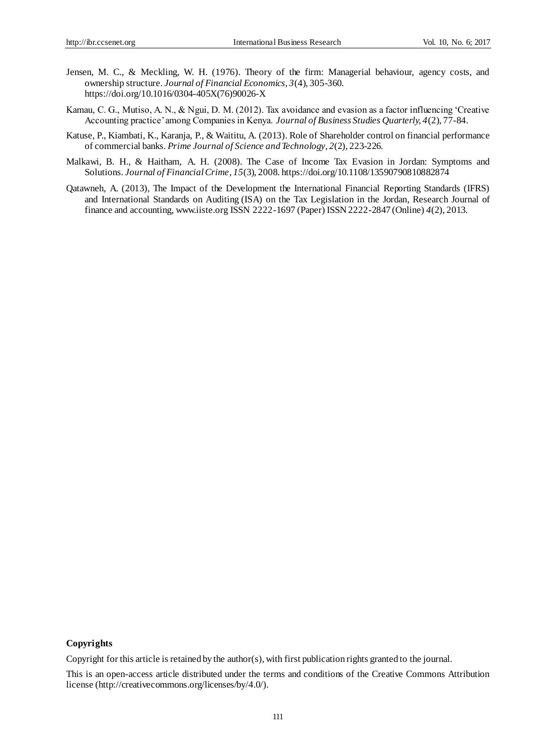Jensen, M. C., & Meckling, W. H. (1976). Theory of the firm: Managerial behaviour, agency costs, and ownership structure. *Journal of Financial Economics, 3*(4), 305-360. https://doi.org/10.1016/0304-405X(76)90026-X

Kamau, C. G., Mutiso, A. N., & Ngui, D. M. (2012). Tax avoidance and evasion as a factor influencing 'Creative Accounting practice' among Companies in Kenya. *Journal of Business Studies Quarterly, 4*(2), 77-84.

Katuse, P., Kiambati, K., Karanja, P., & Waititu, A. (2013). Role of Shareholder control on financial performance of commercial banks. *Prime Journal of Science and Technology, 2*(2), 223-226.

Malkawi, B. H., & Haitham, A. H. (2008). The Case of Income Tax Evasion in Jordan: Symptoms and Solutions. *Journal of Financial Crime, 15*(3), 2008. https://doi.org/10.1108/13590790810882874

Qatawneh, A. (2013), The Impact of the Development the International Financial Reporting Standards (IFRS) and International Standards on Auditing (ISA) on the Tax Legislation in the Jordan, Research Journal of finance and accounting, www.iiste.org ISSN 2222-1697 (Paper) ISSN 2222-2847 (Online) *4*(2), 2013.

**Copyrights**

Copyright for this article is retained by the author(s), with first publication rights granted to the journal.

This is an open-access article distributed under the terms and conditions of the Creative Commons Attribution license (http://creativecommons.org/licenses/by/4.0/).